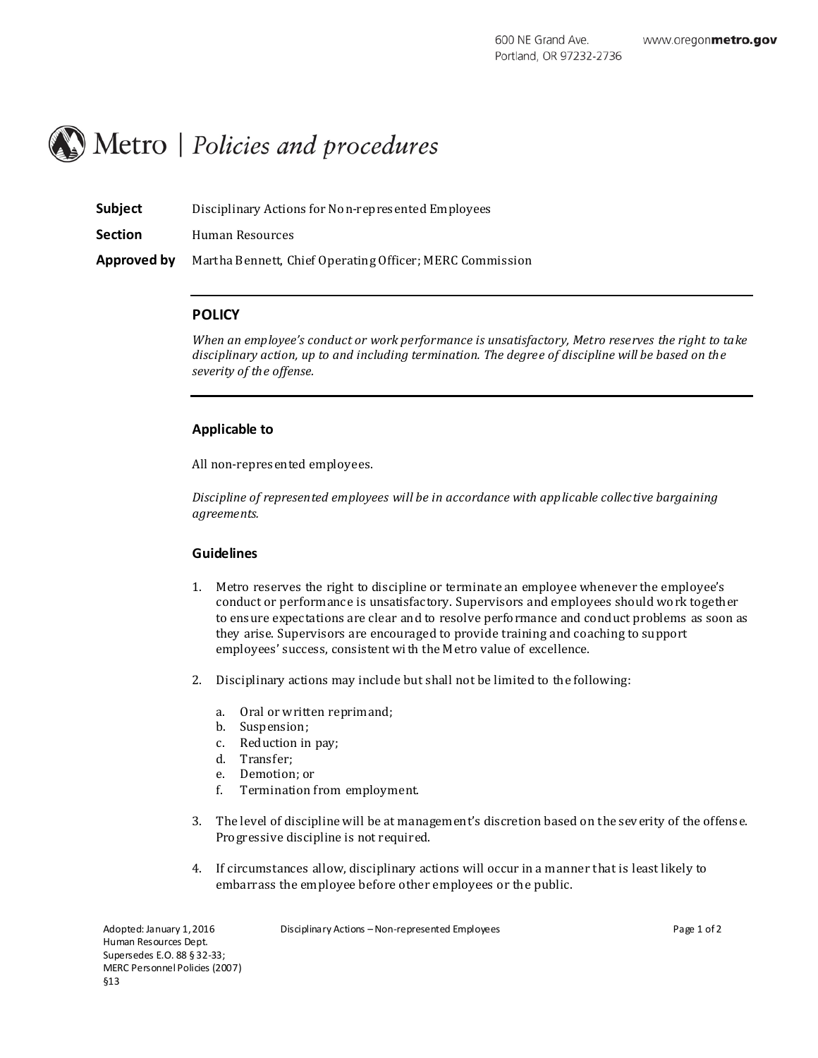600 NE Grand Ave.
Portland, OR 97232-2736

www.oregonmetro.gov

# Metro | *Policies and procedures*

**Subject** Disciplinary Actions for Non-represented Employees

**Section** Human Resources

**Approved by** Martha Bennett, Chief Operating Officer; MERC Commission

## POLICY

*When an employee's conduct or work performance is unsatisfactory, Metro reserves the right to take disciplinary action, up to and including termination. The degree of discipline will be based on the severity of the offense.*

### Applicable to

All non-represented employees.

*Discipline of represented employees will be in accordance with applicable collective bargaining agreements.*

### Guidelines

1. Metro reserves the right to discipline or terminate an employee whenever the employee's conduct or performance is unsatisfactory. Supervisors and employees should work together to ensure expectations are clear and to resolve performance and conduct problems as soon as they arise. Supervisors are encouraged to provide training and coaching to support employees' success, consistent with the Metro value of excellence.

2. Disciplinary actions may include but shall not be limited to the following:

    a. Oral or written reprimand;
    b. Suspension;
    c. Reduction in pay;
    d. Transfer;
    e. Demotion; or
    f. Termination from employment.

3. The level of discipline will be at management's discretion based on the severity of the offense. Progressive discipline is not required.

4. If circumstances allow, disciplinary actions will occur in a manner that is least likely to embarrass the employee before other employees or the public.

Adopted: January 1, 2016
Human Resources Dept.
Supersedes E.O. 88 § 32-33;
MERC Personnel Policies (2007)
§13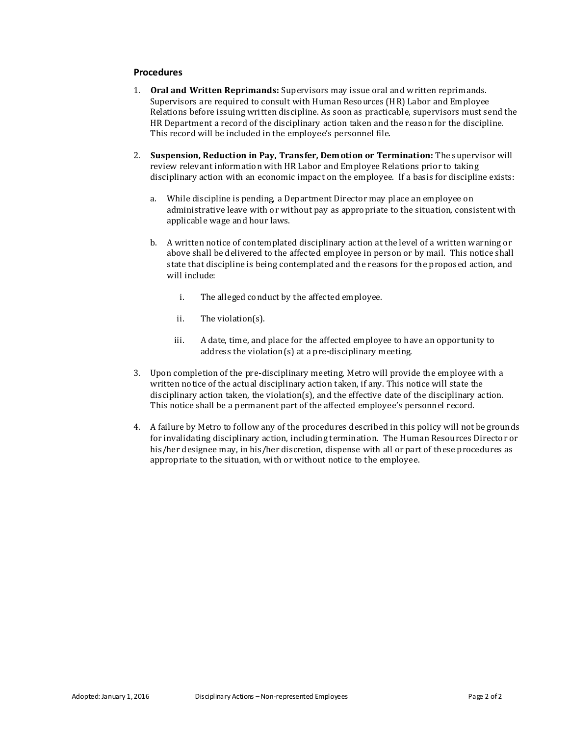### Procedures

1. **Oral and Written Reprimands:** Supervisors may issue oral and written reprimands. Supervisors are required to consult with Human Resources (HR) Labor and Employee Relations before issuing written discipline. As soon as practicable, supervisors must send the HR Department a record of the disciplinary action taken and the reason for the discipline. This record will be included in the employee's personnel file.

2. **Suspension, Reduction in Pay, Transfer, Demotion or Termination:** The supervisor will review relevant information with HR Labor and Employee Relations prior to taking disciplinary action with an economic impact on the employee. If a basis for discipline exists:

   a. While discipline is pending, a Department Director may place an employee on administrative leave with or without pay as appropriate to the situation, consistent with applicable wage and hour laws.

   b. A written notice of contemplated disciplinary action at the level of a written warning or above shall be delivered to the affected employee in person or by mail. This notice shall state that discipline is being contemplated and the reasons for the proposed action, and will include:

      i. The alleged conduct by the affected employee.

      ii. The violation(s).

      iii. A date, time, and place for the affected employee to have an opportunity to address the violation(s) at a pre-disciplinary meeting.

3. Upon completion of the pre-disciplinary meeting, Metro will provide the employee with a written notice of the actual disciplinary action taken, if any. This notice will state the disciplinary action taken, the violation(s), and the effective date of the disciplinary action. This notice shall be a permanent part of the affected employee's personnel record.

4. A failure by Metro to follow any of the procedures described in this policy will not be grounds for invalidating disciplinary action, including termination. The Human Resources Director or his/her designee may, in his/her discretion, dispense with all or part of these procedures as appropriate to the situation, with or without notice to the employee.